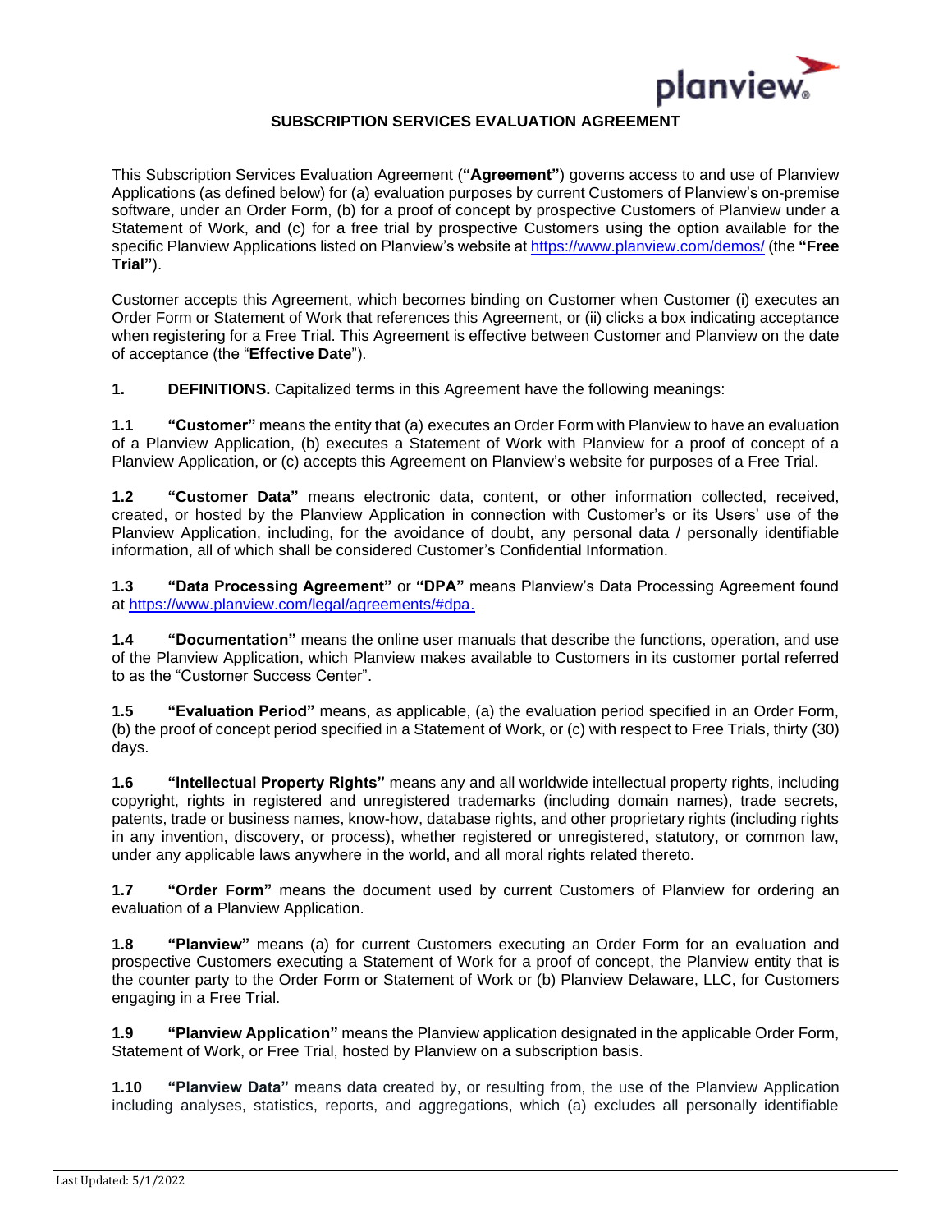# SUBSCRIPTION SERVICES EVALUATION AGREEMENT

This Subscription Services Evaluation Agreement (**"Agreement"**) governs access to and use of Planview Applications (as defined below) for (a) evaluation purposes by current Customers of Planview's on-premise software, under an Order Form, (b) for a proof of concept by prospective Customers of Planview under a Statement of Work, and (c) for a free trial by prospective Customers using the option available for the specific Planview Applications listed on Planview's website at https://www.planview.com/demos/ (the **"Free Trial"**).

Customer accepts this Agreement, which becomes binding on Customer when Customer (i) executes an Order Form or Statement of Work that references this Agreement, or (ii) clicks a box indicating acceptance when registering for a Free Trial. This Agreement is effective between Customer and Planview on the date of acceptance (the "**Effective Date**").

**1. DEFINITIONS.** Capitalized terms in this Agreement have the following meanings:

**1.1 "Customer"** means the entity that (a) executes an Order Form with Planview to have an evaluation of a Planview Application, (b) executes a Statement of Work with Planview for a proof of concept of a Planview Application, or (c) accepts this Agreement on Planview's website for purposes of a Free Trial.

**1.2 "Customer Data"** means electronic data, content, or other information collected, received, created, or hosted by the Planview Application in connection with Customer's or its Users' use of the Planview Application, including, for the avoidance of doubt, any personal data / personally identifiable information, all of which shall be considered Customer's Confidential Information.

**1.3 "Data Processing Agreement"** or **"DPA"** means Planview's Data Processing Agreement found at https://www.planview.com/legal/agreements/#dpa.

**1.4 "Documentation"** means the online user manuals that describe the functions, operation, and use of the Planview Application, which Planview makes available to Customers in its customer portal referred to as the "Customer Success Center".

**1.5 "Evaluation Period"** means, as applicable, (a) the evaluation period specified in an Order Form, (b) the proof of concept period specified in a Statement of Work, or (c) with respect to Free Trials, thirty (30) days.

**1.6 "Intellectual Property Rights"** means any and all worldwide intellectual property rights, including copyright, rights in registered and unregistered trademarks (including domain names), trade secrets, patents, trade or business names, know-how, database rights, and other proprietary rights (including rights in any invention, discovery, or process), whether registered or unregistered, statutory, or common law, under any applicable laws anywhere in the world, and all moral rights related thereto.

**1.7 "Order Form"** means the document used by current Customers of Planview for ordering an evaluation of a Planview Application.

**1.8 "Planview"** means (a) for current Customers executing an Order Form for an evaluation and prospective Customers executing a Statement of Work for a proof of concept, the Planview entity that is the counter party to the Order Form or Statement of Work or (b) Planview Delaware, LLC, for Customers engaging in a Free Trial.

**1.9 "Planview Application"** means the Planview application designated in the applicable Order Form, Statement of Work, or Free Trial, hosted by Planview on a subscription basis.

**1.10 "Planview Data"** means data created by, or resulting from, the use of the Planview Application including analyses, statistics, reports, and aggregations, which (a) excludes all personally identifiable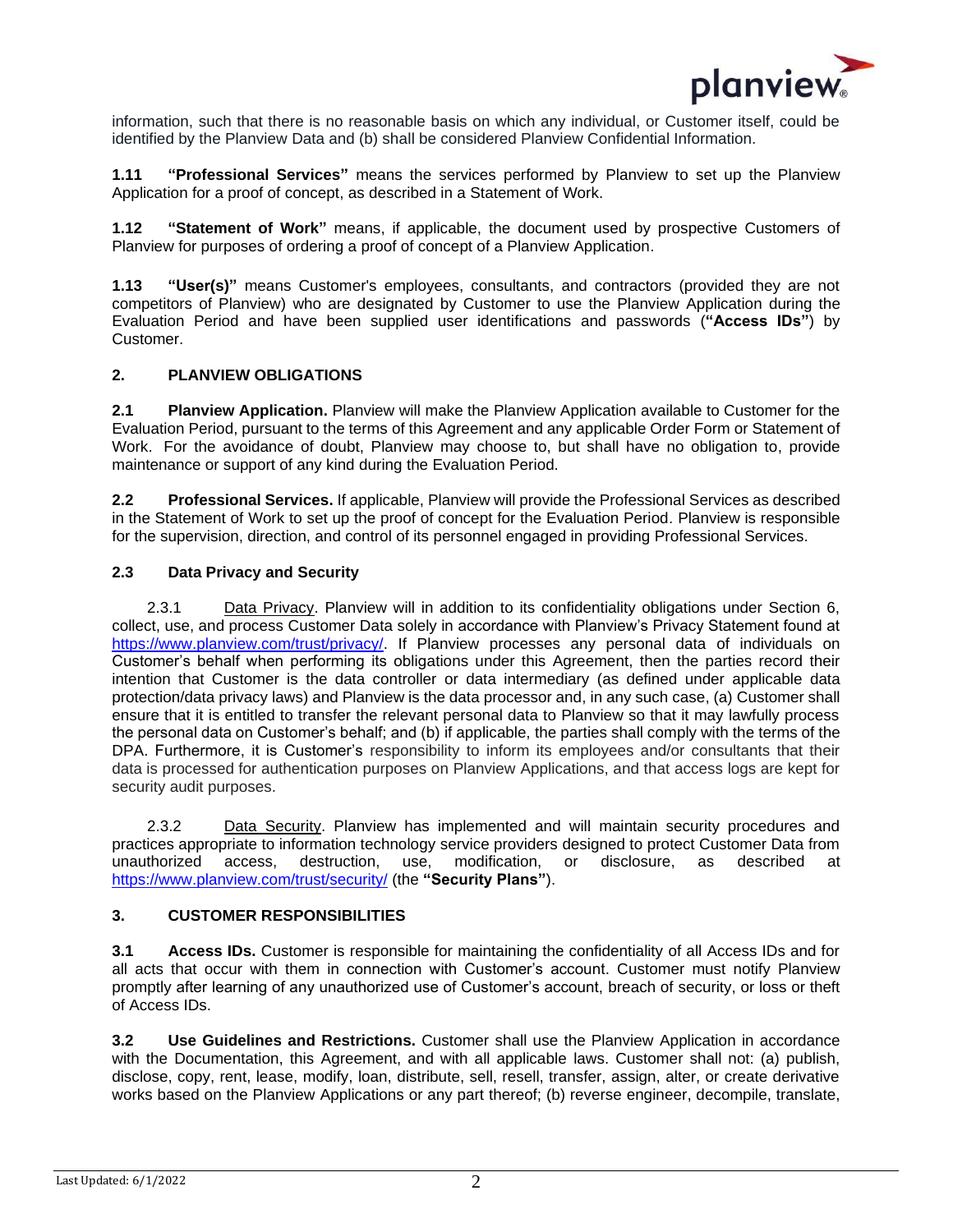information, such that there is no reasonable basis on which any individual, or Customer itself, could be identified by the Planview Data and (b) shall be considered Planview Confidential Information.

**1.11 "Professional Services"** means the services performed by Planview to set up the Planview Application for a proof of concept, as described in a Statement of Work.

**1.12 "Statement of Work"** means, if applicable, the document used by prospective Customers of Planview for purposes of ordering a proof of concept of a Planview Application.

**1.13 "User(s)"** means Customer's employees, consultants, and contractors (provided they are not competitors of Planview) who are designated by Customer to use the Planview Application during the Evaluation Period and have been supplied user identifications and passwords (**"Access IDs"**) by Customer.

## 2. PLANVIEW OBLIGATIONS

**2.1 Planview Application.** Planview will make the Planview Application available to Customer for the Evaluation Period, pursuant to the terms of this Agreement and any applicable Order Form or Statement of Work. For the avoidance of doubt, Planview may choose to, but shall have no obligation to, provide maintenance or support of any kind during the Evaluation Period.

**2.2 Professional Services.** If applicable, Planview will provide the Professional Services as described in the Statement of Work to set up the proof of concept for the Evaluation Period. Planview is responsible for the supervision, direction, and control of its personnel engaged in providing Professional Services.

### 2.3 Data Privacy and Security

2.3.1 Data Privacy. Planview will in addition to its confidentiality obligations under Section 6, collect, use, and process Customer Data solely in accordance with Planview's Privacy Statement found at https://www.planview.com/trust/privacy/. If Planview processes any personal data of individuals on Customer's behalf when performing its obligations under this Agreement, then the parties record their intention that Customer is the data controller or data intermediary (as defined under applicable data protection/data privacy laws) and Planview is the data processor and, in any such case, (a) Customer shall ensure that it is entitled to transfer the relevant personal data to Planview so that it may lawfully process the personal data on Customer's behalf; and (b) if applicable, the parties shall comply with the terms of the DPA. Furthermore, it is Customer's responsibility to inform its employees and/or consultants that their data is processed for authentication purposes on Planview Applications, and that access logs are kept for security audit purposes.

2.3.2 Data Security. Planview has implemented and will maintain security procedures and practices appropriate to information technology service providers designed to protect Customer Data from unauthorized access, destruction, use, modification, or disclosure, as described at https://www.planview.com/trust/security/ (the **"Security Plans"**).

## 3. CUSTOMER RESPONSIBILITIES

**3.1 Access IDs.** Customer is responsible for maintaining the confidentiality of all Access IDs and for all acts that occur with them in connection with Customer's account. Customer must notify Planview promptly after learning of any unauthorized use of Customer's account, breach of security, or loss or theft of Access IDs.

**3.2 Use Guidelines and Restrictions.** Customer shall use the Planview Application in accordance with the Documentation, this Agreement, and with all applicable laws. Customer shall not: (a) publish, disclose, copy, rent, lease, modify, loan, distribute, sell, resell, transfer, assign, alter, or create derivative works based on the Planview Applications or any part thereof; (b) reverse engineer, decompile, translate,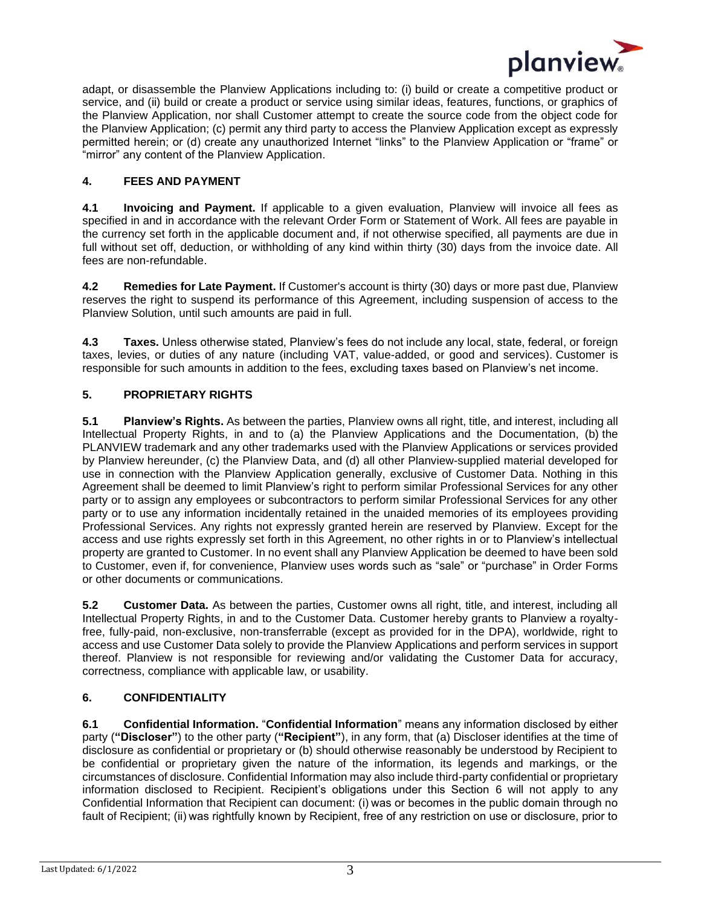adapt, or disassemble the Planview Applications including to: (i) build or create a competitive product or service, and (ii) build or create a product or service using similar ideas, features, functions, or graphics of the Planview Application, nor shall Customer attempt to create the source code from the object code for the Planview Application; (c) permit any third party to access the Planview Application except as expressly permitted herein; or (d) create any unauthorized Internet "links" to the Planview Application or "frame" or "mirror" any content of the Planview Application.

## 4. FEES AND PAYMENT

**4.1 Invoicing and Payment.** If applicable to a given evaluation, Planview will invoice all fees as specified in and in accordance with the relevant Order Form or Statement of Work. All fees are payable in the currency set forth in the applicable document and, if not otherwise specified, all payments are due in full without set off, deduction, or withholding of any kind within thirty (30) days from the invoice date. All fees are non-refundable.

**4.2 Remedies for Late Payment.** If Customer's account is thirty (30) days or more past due, Planview reserves the right to suspend its performance of this Agreement, including suspension of access to the Planview Solution, until such amounts are paid in full.

**4.3 Taxes.** Unless otherwise stated, Planview's fees do not include any local, state, federal, or foreign taxes, levies, or duties of any nature (including VAT, value-added, or good and services). Customer is responsible for such amounts in addition to the fees, excluding taxes based on Planview's net income.

## 5. PROPRIETARY RIGHTS

**5.1 Planview's Rights.** As between the parties, Planview owns all right, title, and interest, including all Intellectual Property Rights, in and to (a) the Planview Applications and the Documentation, (b) the PLANVIEW trademark and any other trademarks used with the Planview Applications or services provided by Planview hereunder, (c) the Planview Data, and (d) all other Planview-supplied material developed for use in connection with the Planview Application generally, exclusive of Customer Data. Nothing in this Agreement shall be deemed to limit Planview's right to perform similar Professional Services for any other party or to assign any employees or subcontractors to perform similar Professional Services for any other party or to use any information incidentally retained in the unaided memories of its employees providing Professional Services. Any rights not expressly granted herein are reserved by Planview. Except for the access and use rights expressly set forth in this Agreement, no other rights in or to Planview's intellectual property are granted to Customer. In no event shall any Planview Application be deemed to have been sold to Customer, even if, for convenience, Planview uses words such as "sale" or "purchase" in Order Forms or other documents or communications.

**5.2 Customer Data.** As between the parties, Customer owns all right, title, and interest, including all Intellectual Property Rights, in and to the Customer Data. Customer hereby grants to Planview a royalty-free, fully-paid, non-exclusive, non-transferrable (except as provided for in the DPA), worldwide, right to access and use Customer Data solely to provide the Planview Applications and perform services in support thereof. Planview is not responsible for reviewing and/or validating the Customer Data for accuracy, correctness, compliance with applicable law, or usability.

## 6. CONFIDENTIALITY

**6.1 Confidential Information.** "**Confidential Information**" means any information disclosed by either party (**"Discloser"**) to the other party (**"Recipient"**), in any form, that (a) Discloser identifies at the time of disclosure as confidential or proprietary or (b) should otherwise reasonably be understood by Recipient to be confidential or proprietary given the nature of the information, its legends and markings, or the circumstances of disclosure. Confidential Information may also include third-party confidential or proprietary information disclosed to Recipient. Recipient's obligations under this Section 6 will not apply to any Confidential Information that Recipient can document: (i) was or becomes in the public domain through no fault of Recipient; (ii) was rightfully known by Recipient, free of any restriction on use or disclosure, prior to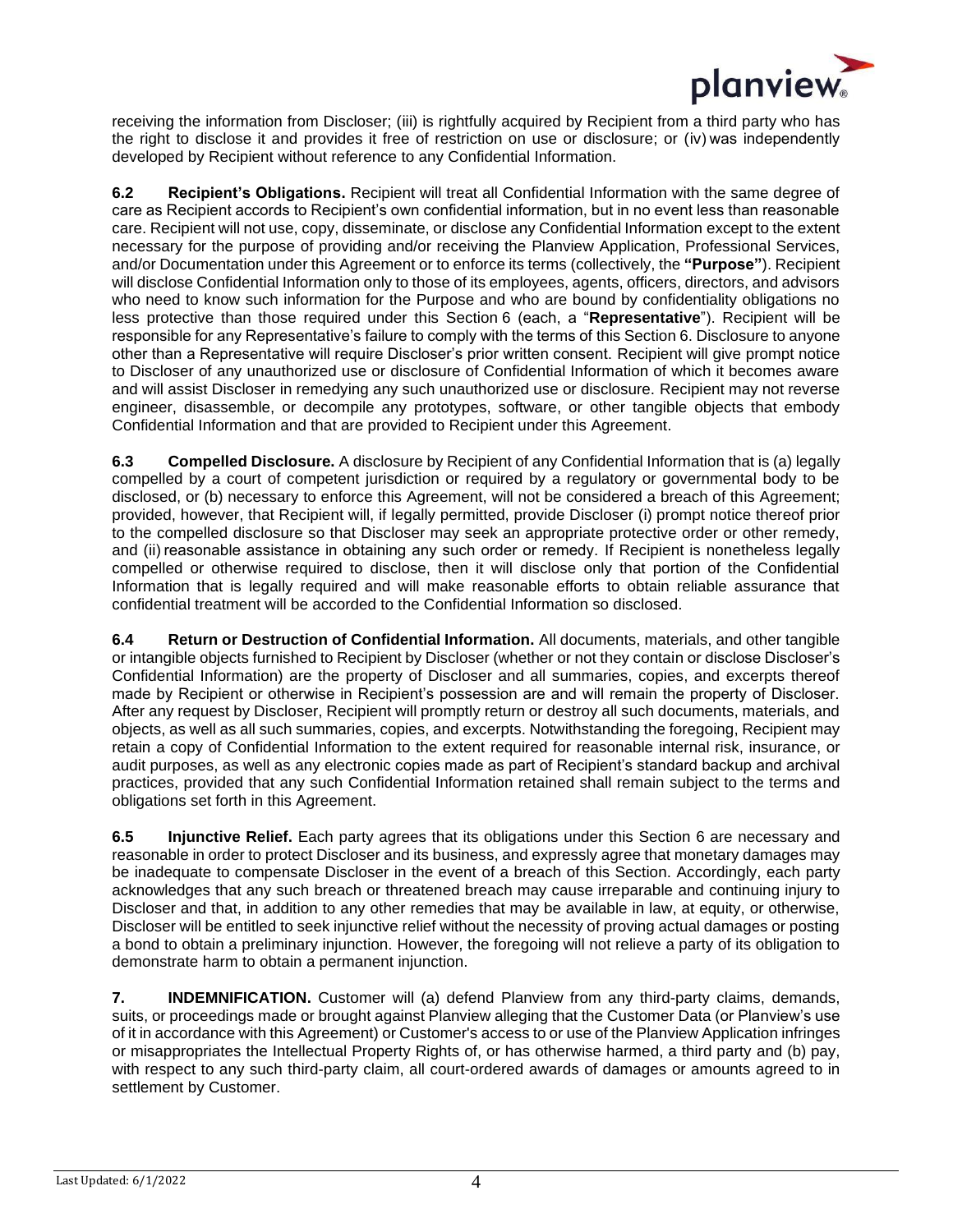receiving the information from Discloser; (iii) is rightfully acquired by Recipient from a third party who has the right to disclose it and provides it free of restriction on use or disclosure; or (iv) was independently developed by Recipient without reference to any Confidential Information.

**6.2 Recipient's Obligations.** Recipient will treat all Confidential Information with the same degree of care as Recipient accords to Recipient's own confidential information, but in no event less than reasonable care. Recipient will not use, copy, disseminate, or disclose any Confidential Information except to the extent necessary for the purpose of providing and/or receiving the Planview Application, Professional Services, and/or Documentation under this Agreement or to enforce its terms (collectively, the **"Purpose"**). Recipient will disclose Confidential Information only to those of its employees, agents, officers, directors, and advisors who need to know such information for the Purpose and who are bound by confidentiality obligations no less protective than those required under this Section 6 (each, a "**Representative**"). Recipient will be responsible for any Representative's failure to comply with the terms of this Section 6. Disclosure to anyone other than a Representative will require Discloser's prior written consent. Recipient will give prompt notice to Discloser of any unauthorized use or disclosure of Confidential Information of which it becomes aware and will assist Discloser in remedying any such unauthorized use or disclosure. Recipient may not reverse engineer, disassemble, or decompile any prototypes, software, or other tangible objects that embody Confidential Information and that are provided to Recipient under this Agreement.

**6.3 Compelled Disclosure.** A disclosure by Recipient of any Confidential Information that is (a) legally compelled by a court of competent jurisdiction or required by a regulatory or governmental body to be disclosed, or (b) necessary to enforce this Agreement, will not be considered a breach of this Agreement; provided, however, that Recipient will, if legally permitted, provide Discloser (i) prompt notice thereof prior to the compelled disclosure so that Discloser may seek an appropriate protective order or other remedy, and (ii) reasonable assistance in obtaining any such order or remedy. If Recipient is nonetheless legally compelled or otherwise required to disclose, then it will disclose only that portion of the Confidential Information that is legally required and will make reasonable efforts to obtain reliable assurance that confidential treatment will be accorded to the Confidential Information so disclosed.

**6.4 Return or Destruction of Confidential Information.** All documents, materials, and other tangible or intangible objects furnished to Recipient by Discloser (whether or not they contain or disclose Discloser's Confidential Information) are the property of Discloser and all summaries, copies, and excerpts thereof made by Recipient or otherwise in Recipient's possession are and will remain the property of Discloser. After any request by Discloser, Recipient will promptly return or destroy all such documents, materials, and objects, as well as all such summaries, copies, and excerpts. Notwithstanding the foregoing, Recipient may retain a copy of Confidential Information to the extent required for reasonable internal risk, insurance, or audit purposes, as well as any electronic copies made as part of Recipient's standard backup and archival practices, provided that any such Confidential Information retained shall remain subject to the terms and obligations set forth in this Agreement.

**6.5 Injunctive Relief.** Each party agrees that its obligations under this Section 6 are necessary and reasonable in order to protect Discloser and its business, and expressly agree that monetary damages may be inadequate to compensate Discloser in the event of a breach of this Section. Accordingly, each party acknowledges that any such breach or threatened breach may cause irreparable and continuing injury to Discloser and that, in addition to any other remedies that may be available in law, at equity, or otherwise, Discloser will be entitled to seek injunctive relief without the necessity of proving actual damages or posting a bond to obtain a preliminary injunction. However, the foregoing will not relieve a party of its obligation to demonstrate harm to obtain a permanent injunction.

**7. INDEMNIFICATION.** Customer will (a) defend Planview from any third-party claims, demands, suits, or proceedings made or brought against Planview alleging that the Customer Data (or Planview's use of it in accordance with this Agreement) or Customer's access to or use of the Planview Application infringes or misappropriates the Intellectual Property Rights of, or has otherwise harmed, a third party and (b) pay, with respect to any such third-party claim, all court-ordered awards of damages or amounts agreed to in settlement by Customer.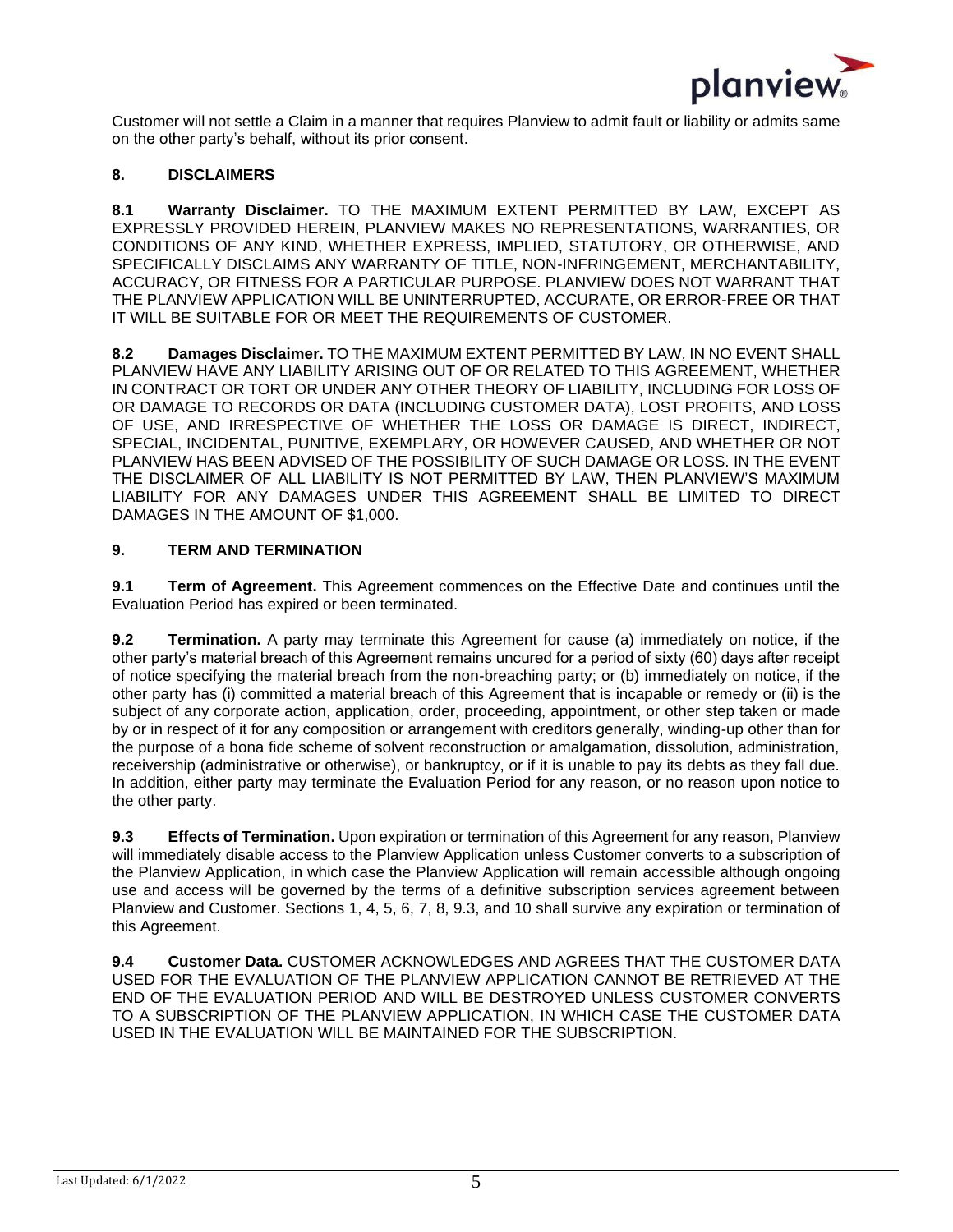Customer will not settle a Claim in a manner that requires Planview to admit fault or liability or admits same on the other party's behalf, without its prior consent.

## 8. DISCLAIMERS

**8.1 Warranty Disclaimer.** TO THE MAXIMUM EXTENT PERMITTED BY LAW, EXCEPT AS EXPRESSLY PROVIDED HEREIN, PLANVIEW MAKES NO REPRESENTATIONS, WARRANTIES, OR CONDITIONS OF ANY KIND, WHETHER EXPRESS, IMPLIED, STATUTORY, OR OTHERWISE, AND SPECIFICALLY DISCLAIMS ANY WARRANTY OF TITLE, NON-INFRINGEMENT, MERCHANTABILITY, ACCURACY, OR FITNESS FOR A PARTICULAR PURPOSE. PLANVIEW DOES NOT WARRANT THAT THE PLANVIEW APPLICATION WILL BE UNINTERRUPTED, ACCURATE, OR ERROR-FREE OR THAT IT WILL BE SUITABLE FOR OR MEET THE REQUIREMENTS OF CUSTOMER.

**8.2 Damages Disclaimer.** TO THE MAXIMUM EXTENT PERMITTED BY LAW, IN NO EVENT SHALL PLANVIEW HAVE ANY LIABILITY ARISING OUT OF OR RELATED TO THIS AGREEMENT, WHETHER IN CONTRACT OR TORT OR UNDER ANY OTHER THEORY OF LIABILITY, INCLUDING FOR LOSS OF OR DAMAGE TO RECORDS OR DATA (INCLUDING CUSTOMER DATA), LOST PROFITS, AND LOSS OF USE, AND IRRESPECTIVE OF WHETHER THE LOSS OR DAMAGE IS DIRECT, INDIRECT, SPECIAL, INCIDENTAL, PUNITIVE, EXEMPLARY, OR HOWEVER CAUSED, AND WHETHER OR NOT PLANVIEW HAS BEEN ADVISED OF THE POSSIBILITY OF SUCH DAMAGE OR LOSS. IN THE EVENT THE DISCLAIMER OF ALL LIABILITY IS NOT PERMITTED BY LAW, THEN PLANVIEW'S MAXIMUM LIABILITY FOR ANY DAMAGES UNDER THIS AGREEMENT SHALL BE LIMITED TO DIRECT DAMAGES IN THE AMOUNT OF $1,000.

## 9. TERM AND TERMINATION

**9.1 Term of Agreement.** This Agreement commences on the Effective Date and continues until the Evaluation Period has expired or been terminated.

**9.2 Termination.** A party may terminate this Agreement for cause (a) immediately on notice, if the other party's material breach of this Agreement remains uncured for a period of sixty (60) days after receipt of notice specifying the material breach from the non-breaching party; or (b) immediately on notice, if the other party has (i) committed a material breach of this Agreement that is incapable or remedy or (ii) is the subject of any corporate action, application, order, proceeding, appointment, or other step taken or made by or in respect of it for any composition or arrangement with creditors generally, winding-up other than for the purpose of a bona fide scheme of solvent reconstruction or amalgamation, dissolution, administration, receivership (administrative or otherwise), or bankruptcy, or if it is unable to pay its debts as they fall due. In addition, either party may terminate the Evaluation Period for any reason, or no reason upon notice to the other party.

**9.3 Effects of Termination.** Upon expiration or termination of this Agreement for any reason, Planview will immediately disable access to the Planview Application unless Customer converts to a subscription of the Planview Application, in which case the Planview Application will remain accessible although ongoing use and access will be governed by the terms of a definitive subscription services agreement between Planview and Customer. Sections 1, 4, 5, 6, 7, 8, 9.3, and 10 shall survive any expiration or termination of this Agreement.

**9.4 Customer Data.** CUSTOMER ACKNOWLEDGES AND AGREES THAT THE CUSTOMER DATA USED FOR THE EVALUATION OF THE PLANVIEW APPLICATION CANNOT BE RETRIEVED AT THE END OF THE EVALUATION PERIOD AND WILL BE DESTROYED UNLESS CUSTOMER CONVERTS TO A SUBSCRIPTION OF THE PLANVIEW APPLICATION, IN WHICH CASE THE CUSTOMER DATA USED IN THE EVALUATION WILL BE MAINTAINED FOR THE SUBSCRIPTION.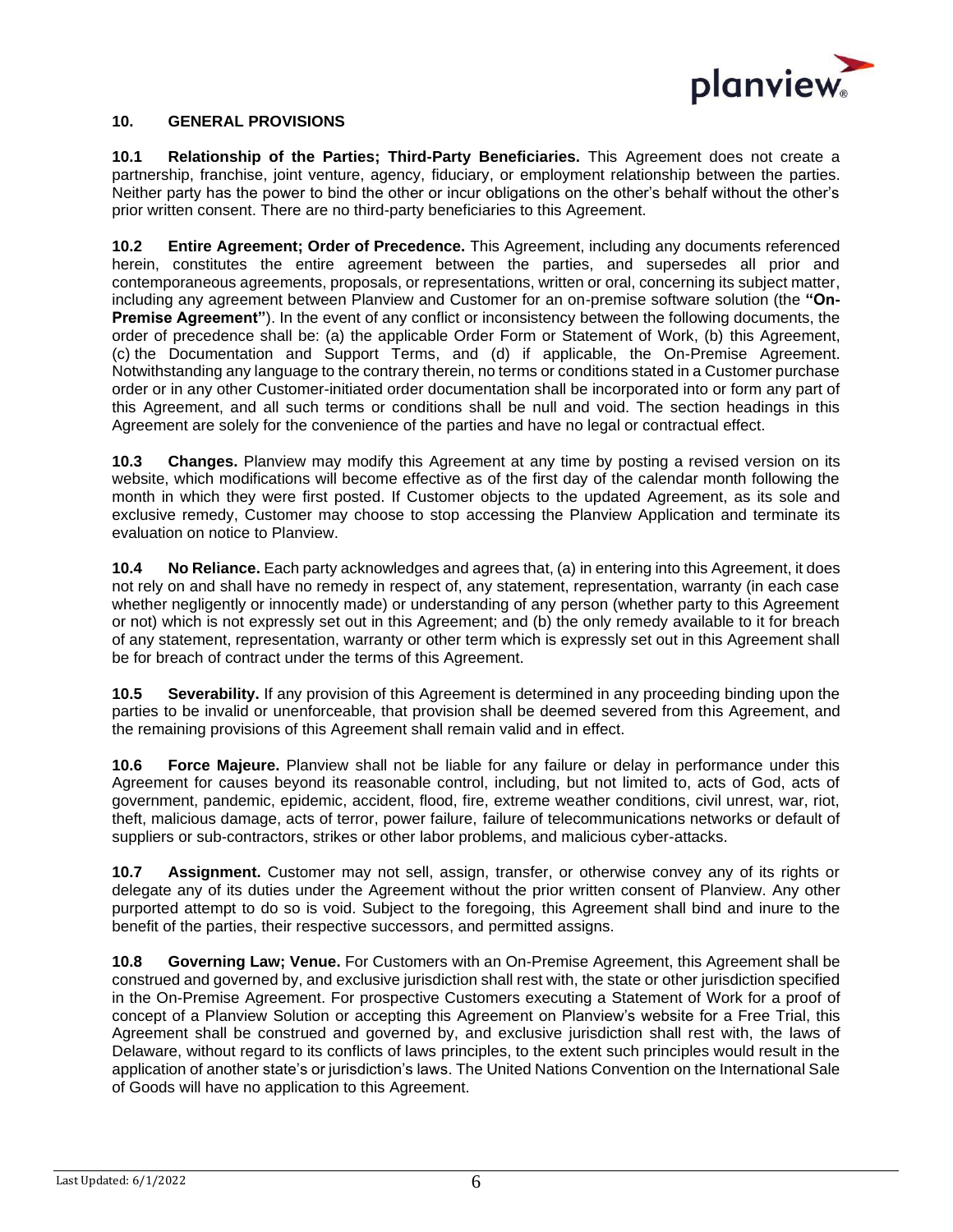## 10. GENERAL PROVISIONS

**10.1 Relationship of the Parties; Third-Party Beneficiaries.** This Agreement does not create a partnership, franchise, joint venture, agency, fiduciary, or employment relationship between the parties. Neither party has the power to bind the other or incur obligations on the other's behalf without the other's prior written consent. There are no third-party beneficiaries to this Agreement.

**10.2 Entire Agreement; Order of Precedence.** This Agreement, including any documents referenced herein, constitutes the entire agreement between the parties, and supersedes all prior and contemporaneous agreements, proposals, or representations, written or oral, concerning its subject matter, including any agreement between Planview and Customer for an on-premise software solution (the **"On-Premise Agreement"**). In the event of any conflict or inconsistency between the following documents, the order of precedence shall be: (a) the applicable Order Form or Statement of Work, (b) this Agreement, (c) the Documentation and Support Terms, and (d) if applicable, the On-Premise Agreement. Notwithstanding any language to the contrary therein, no terms or conditions stated in a Customer purchase order or in any other Customer-initiated order documentation shall be incorporated into or form any part of this Agreement, and all such terms or conditions shall be null and void. The section headings in this Agreement are solely for the convenience of the parties and have no legal or contractual effect.

**10.3 Changes.** Planview may modify this Agreement at any time by posting a revised version on its website, which modifications will become effective as of the first day of the calendar month following the month in which they were first posted. If Customer objects to the updated Agreement, as its sole and exclusive remedy, Customer may choose to stop accessing the Planview Application and terminate its evaluation on notice to Planview.

**10.4 No Reliance.** Each party acknowledges and agrees that, (a) in entering into this Agreement, it does not rely on and shall have no remedy in respect of, any statement, representation, warranty (in each case whether negligently or innocently made) or understanding of any person (whether party to this Agreement or not) which is not expressly set out in this Agreement; and (b) the only remedy available to it for breach of any statement, representation, warranty or other term which is expressly set out in this Agreement shall be for breach of contract under the terms of this Agreement.

**10.5 Severability.** If any provision of this Agreement is determined in any proceeding binding upon the parties to be invalid or unenforceable, that provision shall be deemed severed from this Agreement, and the remaining provisions of this Agreement shall remain valid and in effect.

**10.6 Force Majeure.** Planview shall not be liable for any failure or delay in performance under this Agreement for causes beyond its reasonable control, including, but not limited to, acts of God, acts of government, pandemic, epidemic, accident, flood, fire, extreme weather conditions, civil unrest, war, riot, theft, malicious damage, acts of terror, power failure, failure of telecommunications networks or default of suppliers or sub-contractors, strikes or other labor problems, and malicious cyber-attacks.

**10.7 Assignment.** Customer may not sell, assign, transfer, or otherwise convey any of its rights or delegate any of its duties under the Agreement without the prior written consent of Planview. Any other purported attempt to do so is void. Subject to the foregoing, this Agreement shall bind and inure to the benefit of the parties, their respective successors, and permitted assigns.

**10.8 Governing Law; Venue.** For Customers with an On-Premise Agreement, this Agreement shall be construed and governed by, and exclusive jurisdiction shall rest with, the state or other jurisdiction specified in the On-Premise Agreement. For prospective Customers executing a Statement of Work for a proof of concept of a Planview Solution or accepting this Agreement on Planview's website for a Free Trial, this Agreement shall be construed and governed by, and exclusive jurisdiction shall rest with, the laws of Delaware, without regard to its conflicts of laws principles, to the extent such principles would result in the application of another state's or jurisdiction's laws. The United Nations Convention on the International Sale of Goods will have no application to this Agreement.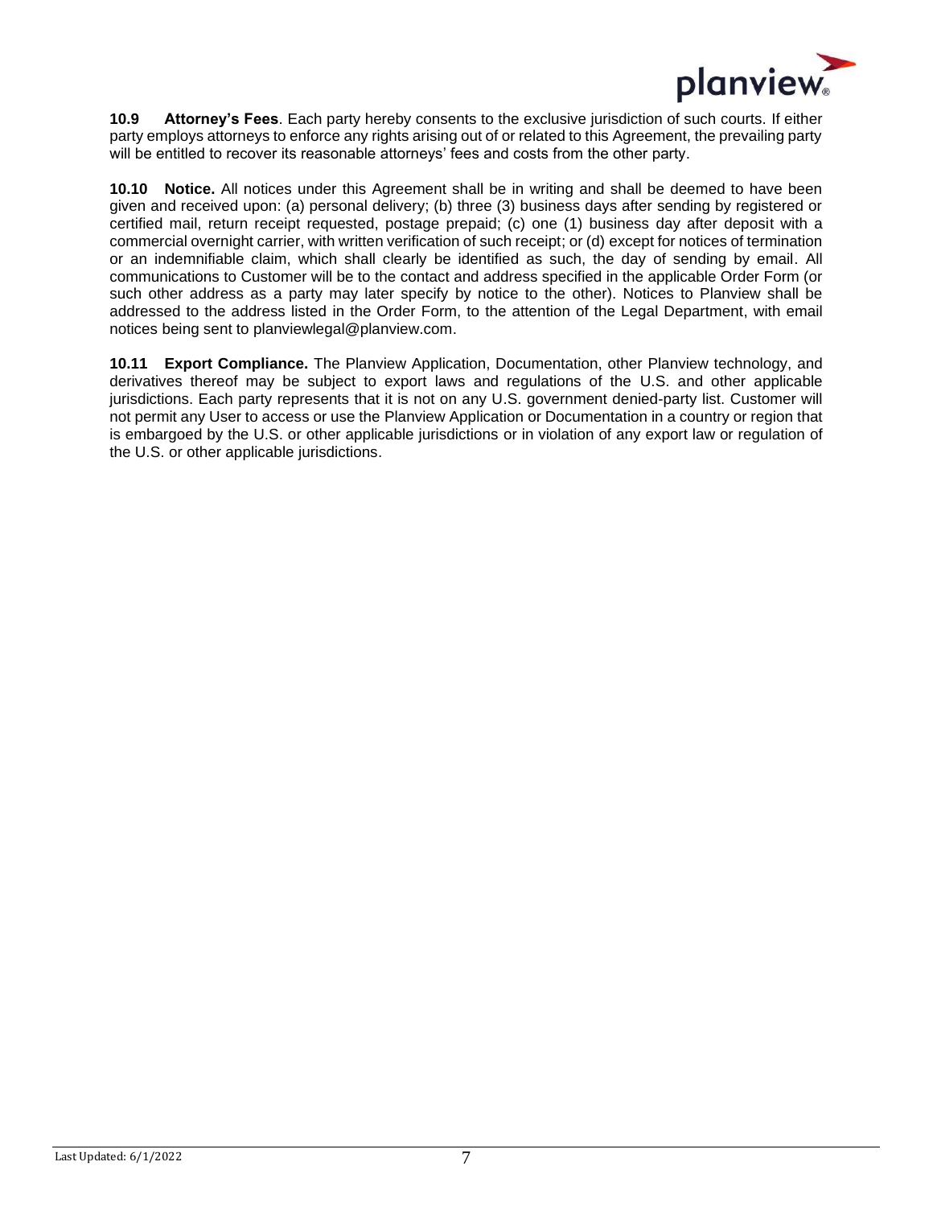**10.9 Attorney's Fees**. Each party hereby consents to the exclusive jurisdiction of such courts. If either party employs attorneys to enforce any rights arising out of or related to this Agreement, the prevailing party will be entitled to recover its reasonable attorneys' fees and costs from the other party.

**10.10 Notice.** All notices under this Agreement shall be in writing and shall be deemed to have been given and received upon: (a) personal delivery; (b) three (3) business days after sending by registered or certified mail, return receipt requested, postage prepaid; (c) one (1) business day after deposit with a commercial overnight carrier, with written verification of such receipt; or (d) except for notices of termination or an indemnifiable claim, which shall clearly be identified as such, the day of sending by email. All communications to Customer will be to the contact and address specified in the applicable Order Form (or such other address as a party may later specify by notice to the other). Notices to Planview shall be addressed to the address listed in the Order Form, to the attention of the Legal Department, with email notices being sent to planviewlegal@planview.com.

**10.11 Export Compliance.** The Planview Application, Documentation, other Planview technology, and derivatives thereof may be subject to export laws and regulations of the U.S. and other applicable jurisdictions. Each party represents that it is not on any U.S. government denied-party list. Customer will not permit any User to access or use the Planview Application or Documentation in a country or region that is embargoed by the U.S. or other applicable jurisdictions or in violation of any export law or regulation of the U.S. or other applicable jurisdictions.